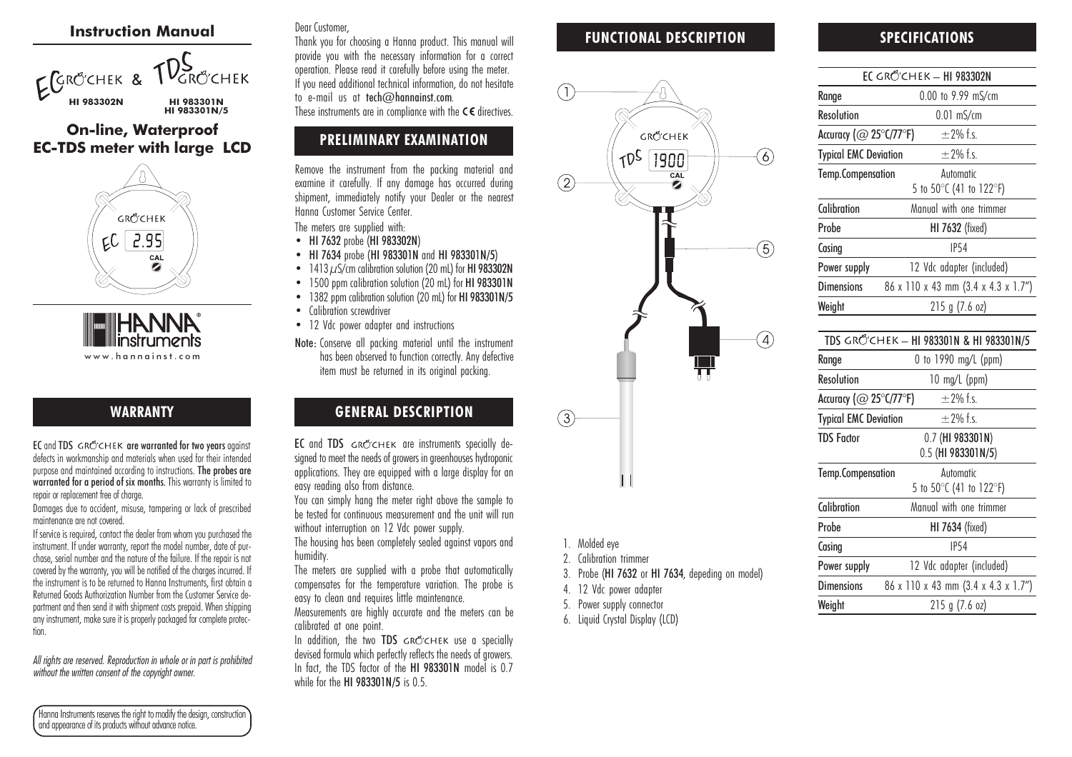## Instruction Manual

EC GRO'CHEK & TDS GRO'CHEK

**HI 983302N** **HI 983301N HI 983301N/5**

## On-line, Waterproof EC-TDS meter with large LCD

HANNA instruments
www.hannainst.com

## WARRANTY

**EC** and **TDS** GRO'CHEK **are warranted for two years** against defects in workmanship and materials when used for their intended purpose and maintained according to instructions. **The probes are warranted for a period of six months.** This warranty is limited to repair or replacement free of charge.

Damages due to accident, misuse, tampering or lack of prescribed maintenance are not covered.

If service is required, contact the dealer from whom you purchased the instrument. If under warranty, report the model number, date of purchase, serial number and the nature of the failure. If the repair is not covered by the warranty, you will be notified of the charges incurred. If the instrument is to be returned to Hanna Instruments, first obtain a Returned Goods Authorization Number from the Customer Service department and then send it with shipment costs prepaid. When shipping any instrument, make sure it is properly packaged for complete protection.

*All rights are reserved. Reproduction in whole or in part is prohibited without the written consent of the copyright owner.*

Hanna Instruments reserves the right to modify the design, construction and appearance of its products without advance notice.

Dear Customer,

Thank you for choosing a Hanna product. This manual will provide you with the necessary information for a correct operation. Please read it carefully before using the meter. If you need additional technical information, do not hesitate to e-mail us at **tech@hannainst.com**.

These instruments are in compliance with the CE directives.

## PRELIMINARY EXAMINATION

Remove the instrument from the packing material and examine it carefully. If any damage has occurred during shipment, immediately notify your Dealer or the nearest Hanna Customer Service Center.

The meters are supplied with:

- **HI 7632** probe (**HI 983302N**)
- **HI 7634** probe (**HI 983301N** and **HI 983301N/5**)
- 1413 µS/cm calibration solution (20 mL) for **HI 983302N**
- 1500 ppm calibration solution (20 mL) for **HI 983301N**
- 1382 ppm calibration solution (20 mL) for **HI 983301N/5**
- Calibration screwdriver
- 12 Vdc power adapter and instructions

Note: Conserve all packing material until the instrument has been observed to function correctly. Any defective item must be returned in its original packing.

## GENERAL DESCRIPTION

**EC** and **TDS** GRO'CHEK are instruments specially designed to meet the needs of growers in greenhouses hydroponic applications. They are equipped with a large display for an easy reading also from distance.

You can simply hang the meter right above the sample to be tested for continuous measurement and the unit will run without interruption on 12 Vdc power supply.

The housing has been completely sealed against vapors and humidity.

The meters are supplied with a probe that automatically compensates for the temperature variation. The probe is easy to clean and requires little maintenance.

Measurements are highly accurate and the meters can be calibrated at one point.

In addition, the two **TDS** GRO'CHEK use a specially devised formula which perfectly reflects the needs of growers. In fact, the TDS factor of the **HI 983301N** model is 0.7 while for the **HI 983301N/5** is 0.5.

## FUNCTIONAL DESCRIPTION

1. Molded eye
2. Calibration trimmer
3. Probe (**HI 7632** or **HI 7634**, depeding on model)
4. 12 Vdc power adapter
5. Power supply connector
6. Liquid Crystal Display (LCD)

## SPECIFICATIONS

| EC GRO'CHEK – HI 983302N | |
|---|---|
| Range | 0.00 to 9.99 mS/cm |
| Resolution | 0.01 mS/cm |
| Accuracy (@ 25°C/77°F) | ±2% f.s. |
| Typical EMC Deviation | ±2% f.s. |
| Temp.Compensation | Automatic 5 to 50°C (41 to 122°F) |
| Calibration | Manual with one trimmer |
| Probe | **HI 7632** (fixed) |
| Casing | IP54 |
| Power supply | 12 Vdc adapter (included) |
| Dimensions | 86 x 110 x 43 mm (3.4 x 4.3 x 1.7") |
| Weight | 215 g (7.6 oz) |

| TDS GRO'CHEK – HI 983301N & HI 983301N/5 | |
|---|---|
| Range | 0 to 1990 mg/L (ppm) |
| Resolution | 10 mg/L (ppm) |
| Accuracy (@ 25°C/77°F) | ±2% f.s. |
| Typical EMC Deviation | ±2% f.s. |
| TDS Factor | 0.7 (**HI 983301N**) 0.5 (**HI 983301N/5**) |
| Temp.Compensation | Automatic 5 to 50°C (41 to 122°F) |
| Calibration | Manual with one trimmer |
| Probe | **HI 7634** (fixed) |
| Casing | IP54 |
| Power supply | 12 Vdc adapter (included) |
| Dimensions | 86 x 110 x 43 mm (3.4 x 4.3 x 1.7") |
| Weight | 215 g (7.6 oz) |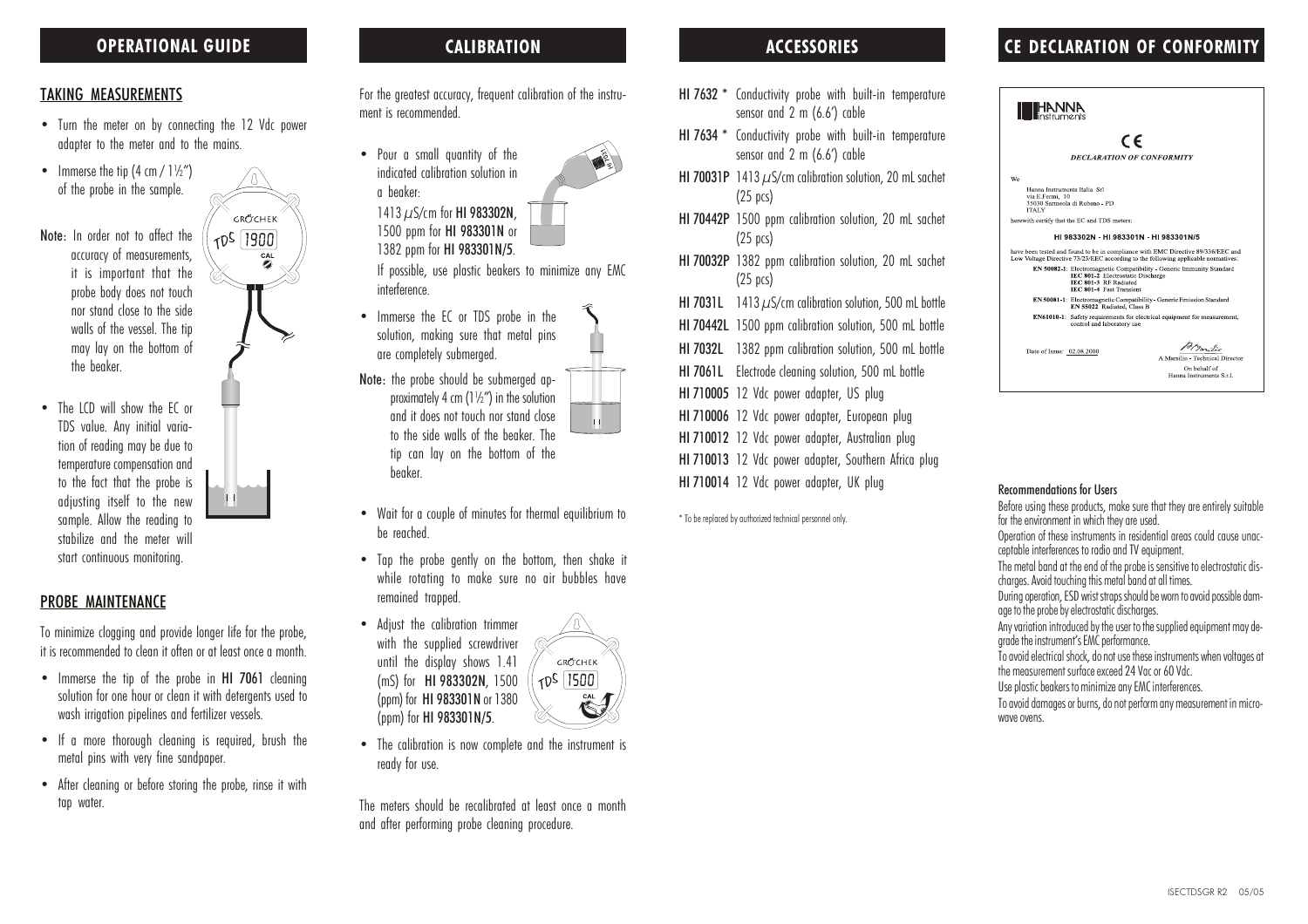## OPERATIONAL GUIDE

### TAKING MEASUREMENTS

- Turn the meter on by connecting the 12 Vdc power adapter to the meter and to the mains.
- Immerse the tip (4 cm / 1½") of the probe in the sample.

Note: In order not to affect the accuracy of measurements, it is important that the probe body does not touch nor stand close to the side walls of the vessel. The tip may lay on the bottom of the beaker.

- The LCD will show the EC or TDS value. Any initial variation of reading may be due to temperature compensation and to the fact that the probe is adjusting itself to the new sample. Allow the reading to stabilize and the meter will start continuous monitoring.

### PROBE MAINTENANCE

To minimize clogging and provide longer life for the probe, it is recommended to clean it often or at least once a month.

- Immerse the tip of the probe in **HI 7061** cleaning solution for one hour or clean it with detergents used to wash irrigation pipelines and fertilizer vessels.
- If a more thorough cleaning is required, brush the metal pins with very fine sandpaper.
- After cleaning or before storing the probe, rinse it with tap water.

## CALIBRATION

For the greatest accuracy, frequent calibration of the instrument is recommended.

- Pour a small quantity of the indicated calibration solution in a beaker:
  1413 µS/cm for **HI 983302N**, 1500 ppm for **HI 983301N** or 1382 ppm for **HI 983301N/5**.
  If possible, use plastic beakers to minimize any EMC interference.
- Immerse the EC or TDS probe in the solution, making sure that metal pins are completely submerged.

Note: the probe should be submerged approximately 4 cm (1½") in the solution and it does not touch nor stand close to the side walls of the beaker. The tip can lay on the bottom of the beaker.

- Wait for a couple of minutes for thermal equilibrium to be reached.
- Tap the probe gently on the bottom, then shake it while rotating to make sure no air bubbles have remained trapped.
- Adjust the calibration trimmer with the supplied screwdriver until the display shows 1.41 (mS) for **HI 983302N**, 1500 (ppm) for **HI 983301N** or 1380 (ppm) for **HI 983301N/5**.
- The calibration is now complete and the instrument is ready for use.

The meters should be recalibrated at least once a month and after performing probe cleaning procedure.

## ACCESSORIES

| | |
|---|---|
| **HI 7632** * | Conductivity probe with built-in temperature sensor and 2 m (6.6') cable |
| **HI 7634** * | Conductivity probe with built-in temperature sensor and 2 m (6.6') cable |
| **HI 70031P** | 1413 µS/cm calibration solution, 20 mL sachet (25 pcs) |
| **HI 70442P** | 1500 ppm calibration solution, 20 mL sachet (25 pcs) |
| **HI 70032P** | 1382 ppm calibration solution, 20 mL sachet (25 pcs) |
| **HI 7031L** | 1413 µS/cm calibration solution, 500 mL bottle |
| **HI 70442L** | 1500 ppm calibration solution, 500 mL bottle |
| **HI 7032L** | 1382 ppm calibration solution, 500 mL bottle |
| **HI 7061L** | Electrode cleaning solution, 500 mL bottle |
| **HI 710005** | 12 Vdc power adapter, US plug |
| **HI 710006** | 12 Vdc power adapter, European plug |
| **HI 710012** | 12 Vdc power adapter, Australian plug |
| **HI 710013** | 12 Vdc power adapter, Southern Africa plug |
| **HI 710014** | 12 Vdc power adapter, UK plug |

\* To be replaced by authorized technical personnel only.

## CE DECLARATION OF CONFORMITY

HANNA instruments

CE

*DECLARATION OF CONFORMITY*

We

Hanna Instruments Italia Srl
via E.Fermi, 10
35030 Sarmeola di Rubano - PD
ITALY

herewith certify that the EC and TDS meters:

**HI 983302N - HI 983301N - HI 983301N/5**

have been tested and found to be in compliance with EMC Directive 89/336/EEC and Low Voltage Directive 73/23/EEC according to the following applicable normatives:

**EN 50082-1**: Electromagnetic Compatibility - Generic Immunity Standard
**IEC 801-2** Electrostatic Discharge
**IEC 801-3** RF Radiated
**IEC 801-4** Fast Transient

**EN 50081-1**: Electromagnetic Compatibility - Generic Emission Standard
**EN 55022** Radiated, Class B

**EN61010-1**: Safety requirements for electrical equipment for measurement, control and laboratory use

Date of Issue: 02.08.2000

A.Marsilio - Technical Director
On behalf of
Hanna Instruments S.r.l.

### Recommendations for Users

Before using these products, make sure that they are entirely suitable for the environment in which they are used.

Operation of these instruments in residential areas could cause unacceptable interferences to radio and TV equipment.

The metal band at the end of the probe is sensitive to electrostatic discharges. Avoid touching this metal band at all times.

During operation, ESD wrist straps should be worn to avoid possible damage to the probe by electrostatic discharges.

Any variation introduced by the user to the supplied equipment may degrade the instrument's EMC performance.

To avoid electrical shock, do not use these instruments when voltages at the measurement surface exceed 24 Vac or 60 Vdc.

Use plastic beakers to minimize any EMC interferences.

To avoid damages or burns, do not perform any measurement in microwave ovens.

ISECTDSGR R2 05/05